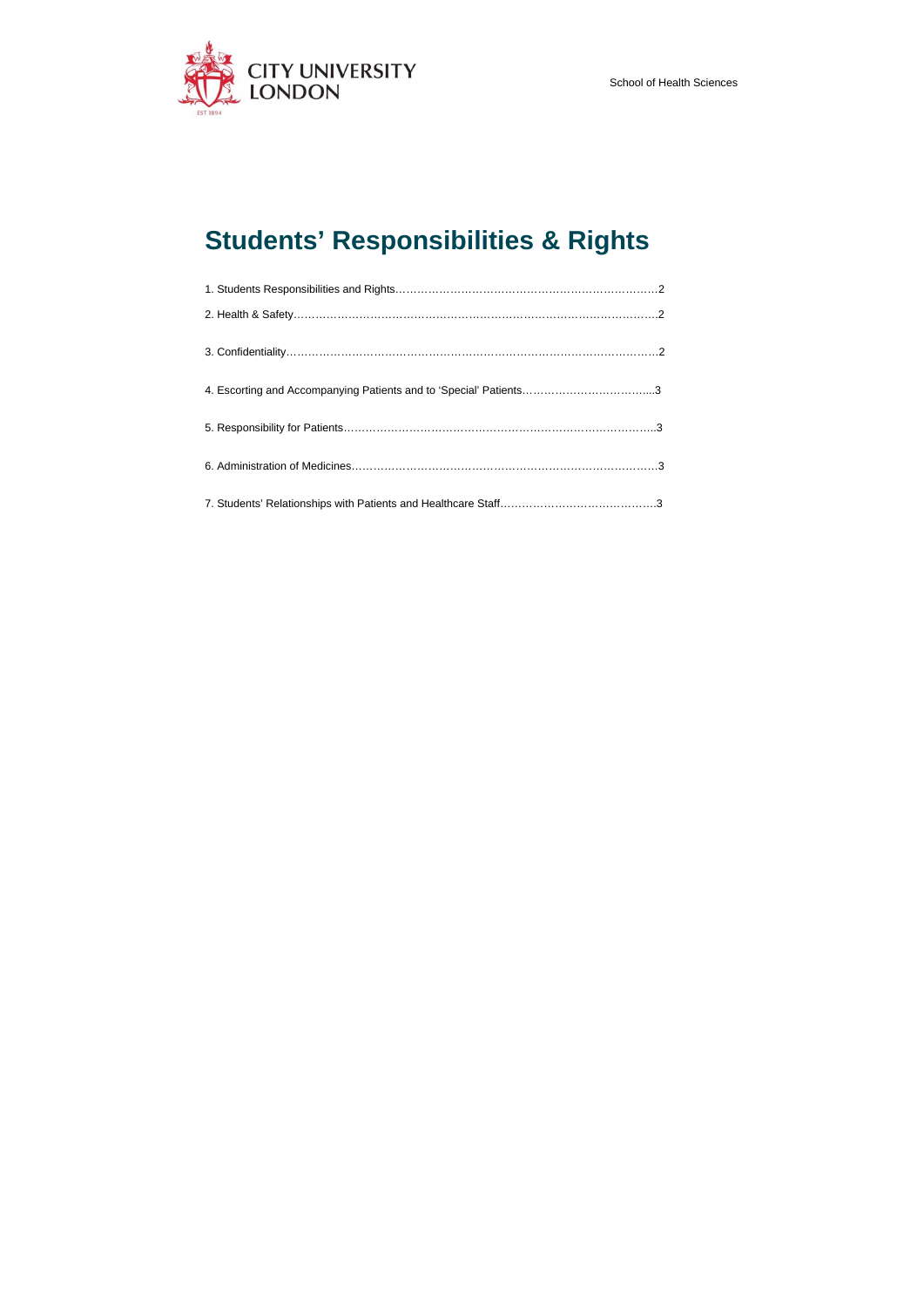CITY UNIVERSITY LONDON

School of Health Sciences

# Students' Responsibilities & Rights

1. Students Responsibilities and Rights……………………………………………………………….2
2. Health & Safety……………………………………………………………………………………….2
3. Confidentiality…………………………………………………………………………………………2
4. Escorting and Accompanying Patients and to 'Special' Patients……………………………...3
5. Responsibility for Patients…………………………………………………………………………..3
6. Administration of Medicines………………………………………………………………………..3
7. Students' Relationships with Patients and Healthcare Staff…………………………………….3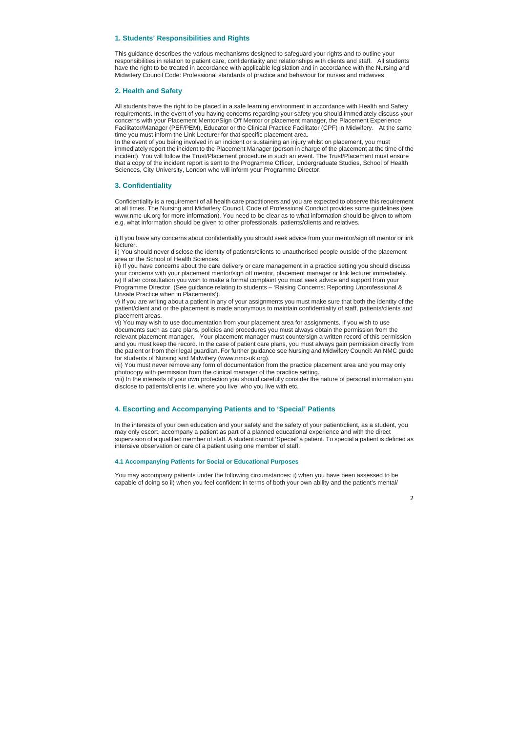## 1. Students' Responsibilities and Rights

This guidance describes the various mechanisms designed to safeguard your rights and to outline your responsibilities in relation to patient care, confidentiality and relationships with clients and staff. All students have the right to be treated in accordance with applicable legislation and in accordance with the Nursing and Midwifery Council Code: Professional standards of practice and behaviour for nurses and midwives.

## 2. Health and Safety

All students have the right to be placed in a safe learning environment in accordance with Health and Safety requirements. In the event of you having concerns regarding your safety you should immediately discuss your concerns with your Placement Mentor/Sign Off Mentor or placement manager, the Placement Experience Facilitator/Manager (PEF/PEM), Educator or the Clinical Practice Facilitator (CPF) in Midwifery. At the same time you must inform the Link Lecturer for that specific placement area.

In the event of you being involved in an incident or sustaining an injury whilst on placement, you must immediately report the incident to the Placement Manager (person in charge of the placement at the time of the incident). You will follow the Trust/Placement procedure in such an event. The Trust/Placement must ensure that a copy of the incident report is sent to the Programme Officer, Undergraduate Studies, School of Health Sciences, City University, London who will inform your Programme Director.

## 3. Confidentiality

Confidentiality is a requirement of all health care practitioners and you are expected to observe this requirement at all times. The Nursing and Midwifery Council, Code of Professional Conduct provides some guidelines (see www.nmc-uk.org for more information). You need to be clear as to what information should be given to whom e.g. what information should be given to other professionals, patients/clients and relatives.

i) If you have any concerns about confidentiality you should seek advice from your mentor/sign off mentor or link lecturer.

ii) You should never disclose the identity of patients/clients to unauthorised people outside of the placement area or the School of Health Sciences.

iii) If you have concerns about the care delivery or care management in a practice setting you should discuss your concerns with your placement mentor/sign off mentor, placement manager or link lecturer immediately.

iv) If after consultation you wish to make a formal complaint you must seek advice and support from your Programme Director. (See guidance relating to students – 'Raising Concerns: Reporting Unprofessional & Unsafe Practice when in Placements').

v) If you are writing about a patient in any of your assignments you must make sure that both the identity of the patient/client and or the placement is made anonymous to maintain confidentiality of staff, patients/clients and placement areas.

vi) You may wish to use documentation from your placement area for assignments. If you wish to use documents such as care plans, policies and procedures you must always obtain the permission from the relevant placement manager. Your placement manager must countersign a written record of this permission and you must keep the record. In the case of patient care plans, you must always gain permission directly from the patient or from their legal guardian. For further guidance see Nursing and Midwifery Council: An NMC guide for students of Nursing and Midwifery (www.nmc-uk.org).

vii) You must never remove any form of documentation from the practice placement area and you may only photocopy with permission from the clinical manager of the practice setting.

viii) In the interests of your own protection you should carefully consider the nature of personal information you disclose to patients/clients i.e. where you live, who you live with etc.

## 4. Escorting and Accompanying Patients and to 'Special' Patients

In the interests of your own education and your safety and the safety of your patient/client, as a student, you may only escort, accompany a patient as part of a planned educational experience and with the direct supervision of a qualified member of staff. A student cannot 'Special' a patient. To special a patient is defined as intensive observation or care of a patient using one member of staff.

### 4.1 Accompanying Patients for Social or Educational Purposes

You may accompany patients under the following circumstances: i) when you have been assessed to be capable of doing so ii) when you feel confident in terms of both your own ability and the patient's mental/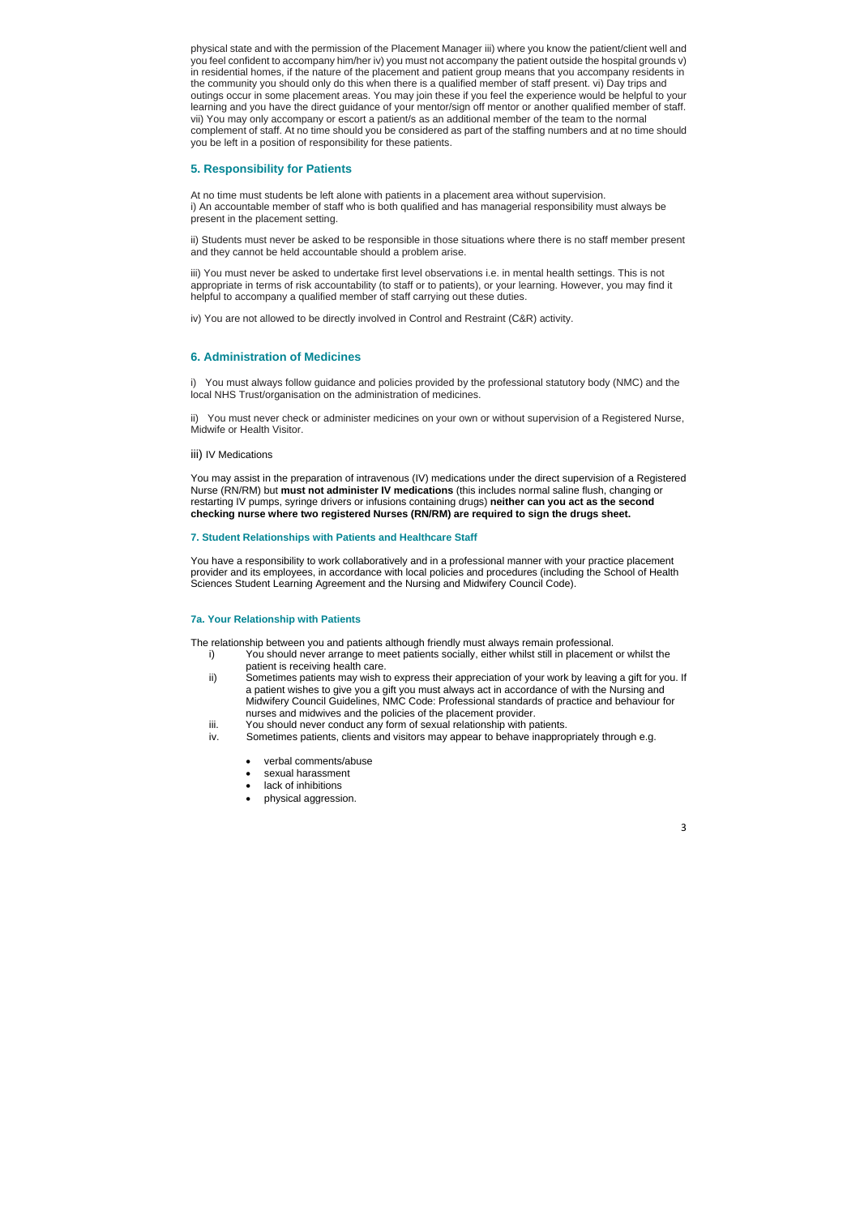physical state and with the permission of the Placement Manager iii) where you know the patient/client well and you feel confident to accompany him/her iv) you must not accompany the patient outside the hospital grounds v) in residential homes, if the nature of the placement and patient group means that you accompany residents in the community you should only do this when there is a qualified member of staff present. vi) Day trips and outings occur in some placement areas. You may join these if you feel the experience would be helpful to your learning and you have the direct guidance of your mentor/sign off mentor or another qualified member of staff. vii) You may only accompany or escort a patient/s as an additional member of the team to the normal complement of staff. At no time should you be considered as part of the staffing numbers and at no time should you be left in a position of responsibility for these patients.

## 5. Responsibility for Patients

At no time must students be left alone with patients in a placement area without supervision.
i) An accountable member of staff who is both qualified and has managerial responsibility must always be present in the placement setting.

ii) Students must never be asked to be responsible in those situations where there is no staff member present and they cannot be held accountable should a problem arise.

iii) You must never be asked to undertake first level observations i.e. in mental health settings. This is not appropriate in terms of risk accountability (to staff or to patients), or your learning. However, you may find it helpful to accompany a qualified member of staff carrying out these duties.

iv) You are not allowed to be directly involved in Control and Restraint (C&R) activity.

## 6. Administration of Medicines

i) You must always follow guidance and policies provided by the professional statutory body (NMC) and the local NHS Trust/organisation on the administration of medicines.

ii) You must never check or administer medicines on your own or without supervision of a Registered Nurse, Midwife or Health Visitor.

iii) IV Medications

You may assist in the preparation of intravenous (IV) medications under the direct supervision of a Registered Nurse (RN/RM) but **must not administer IV medications** (this includes normal saline flush, changing or restarting IV pumps, syringe drivers or infusions containing drugs) **neither can you act as the second checking nurse where two registered Nurses (RN/RM) are required to sign the drugs sheet.**

### 7. Student Relationships with Patients and Healthcare Staff

You have a responsibility to work collaboratively and in a professional manner with your practice placement provider and its employees, in accordance with local policies and procedures (including the School of Health Sciences Student Learning Agreement and the Nursing and Midwifery Council Code).

### 7a. Your Relationship with Patients

The relationship between you and patients although friendly must always remain professional.

i) You should never arrange to meet patients socially, either whilst still in placement or whilst the patient is receiving health care.

ii) Sometimes patients may wish to express their appreciation of your work by leaving a gift for you. If a patient wishes to give you a gift you must always act in accordance of with the Nursing and Midwifery Council Guidelines, NMC Code: Professional standards of practice and behaviour for nurses and midwives and the policies of the placement provider.

iii. You should never conduct any form of sexual relationship with patients.

iv. Sometimes patients, clients and visitors may appear to behave inappropriately through e.g.

- verbal comments/abuse
- sexual harassment
- lack of inhibitions
- physical aggression.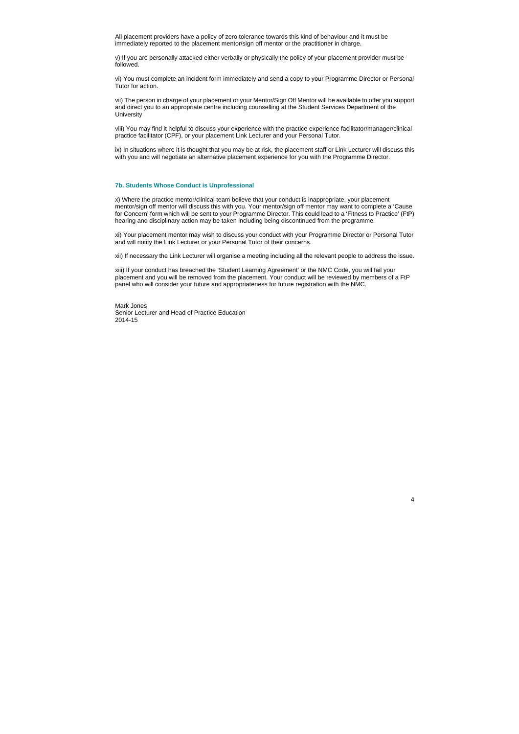All placement providers have a policy of zero tolerance towards this kind of behaviour and it must be immediately reported to the placement mentor/sign off mentor or the practitioner in charge.

v) If you are personally attacked either verbally or physically the policy of your placement provider must be followed.

vi) You must complete an incident form immediately and send a copy to your Programme Director or Personal Tutor for action.

vii) The person in charge of your placement or your Mentor/Sign Off Mentor will be available to offer you support and direct you to an appropriate centre including counselling at the Student Services Department of the University

viii) You may find it helpful to discuss your experience with the practice experience facilitator/manager/clinical practice facilitator (CPF), or your placement Link Lecturer and your Personal Tutor.

ix) In situations where it is thought that you may be at risk, the placement staff or Link Lecturer will discuss this with you and will negotiate an alternative placement experience for you with the Programme Director.

### 7b. Students Whose Conduct is Unprofessional

x) Where the practice mentor/clinical team believe that your conduct is inappropriate, your placement mentor/sign off mentor will discuss this with you. Your mentor/sign off mentor may want to complete a 'Cause for Concern' form which will be sent to your Programme Director. This could lead to a 'Fitness to Practice' (FtP) hearing and disciplinary action may be taken including being discontinued from the programme.

xi) Your placement mentor may wish to discuss your conduct with your Programme Director or Personal Tutor and will notify the Link Lecturer or your Personal Tutor of their concerns.

xii) If necessary the Link Lecturer will organise a meeting including all the relevant people to address the issue.

xiii) If your conduct has breached the 'Student Learning Agreement' or the NMC Code, you will fail your placement and you will be removed from the placement. Your conduct will be reviewed by members of a FtP panel who will consider your future and appropriateness for future registration with the NMC.

Mark Jones
Senior Lecturer and Head of Practice Education
2014-15